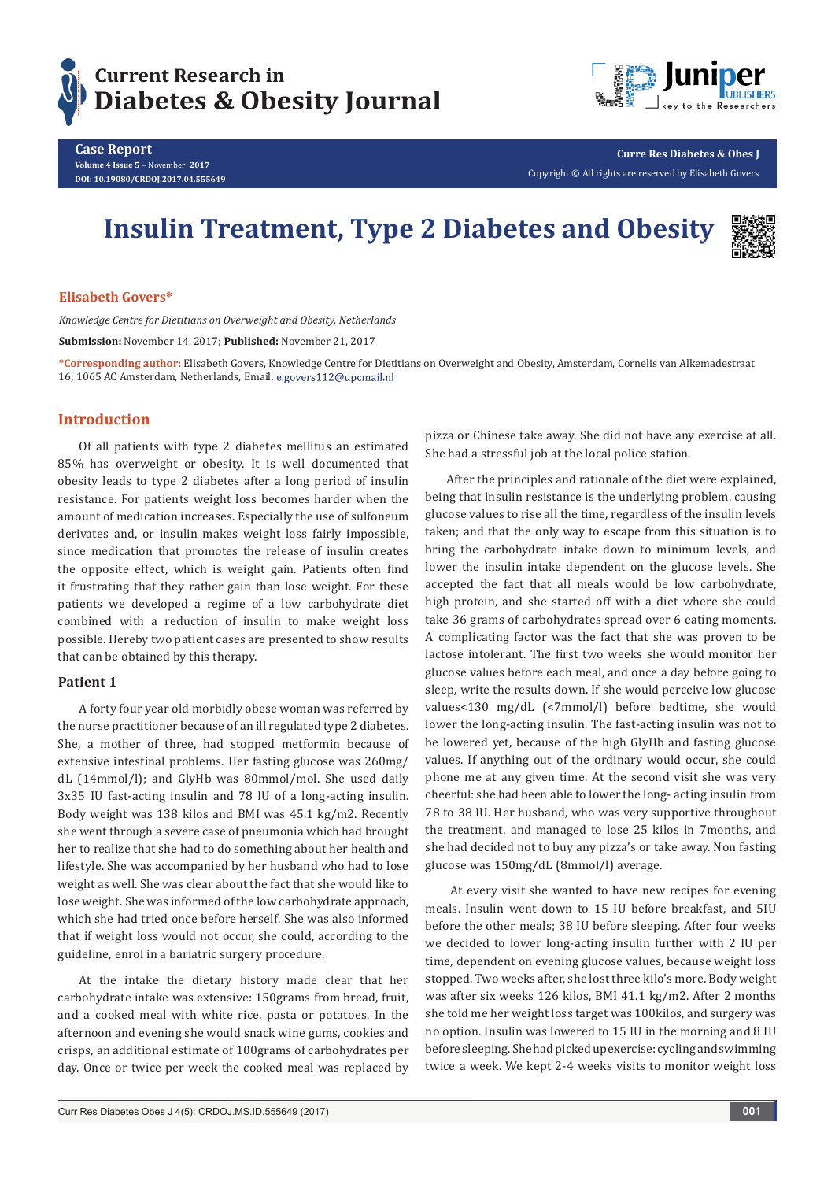Case Report

# Insulin Treatment, Type 2 Diabetes and Obesity

**Elisabeth Govers***

*Knowledge Centre for Dietitians on Overweight and Obesity, Netherlands*

**Submission:** November 14, 2017; **Published:** November 21, 2017

***Corresponding author:** Elisabeth Govers, Knowledge Centre for Dietitians on Overweight and Obesity, Amsterdam, Cornelis van Alkemadestraat 16; 1065 AC Amsterdam, Netherlands, Email: e.govers112@upcmail.nl

## Introduction

Of all patients with type 2 diabetes mellitus an estimated 85% has overweight or obesity. It is well documented that obesity leads to type 2 diabetes after a long period of insulin resistance. For patients weight loss becomes harder when the amount of medication increases. Especially the use of sulfoneum derivates and, or insulin makes weight loss fairly impossible, since medication that promotes the release of insulin creates the opposite effect, which is weight gain. Patients often find it frustrating that they rather gain than lose weight. For these patients we developed a regime of a low carbohydrate diet combined with a reduction of insulin to make weight loss possible. Hereby two patient cases are presented to show results that can be obtained by this therapy.

### Patient 1

A forty four year old morbidly obese woman was referred by the nurse practitioner because of an ill regulated type 2 diabetes. She, a mother of three, had stopped metformin because of extensive intestinal problems. Her fasting glucose was 260mg/dL (14mmol/l); and GlyHb was 80mmol/mol. She used daily 3x35 IU fast-acting insulin and 78 IU of a long-acting insulin. Body weight was 138 kilos and BMI was 45.1 kg/m2. Recently she went through a severe case of pneumonia which had brought her to realize that she had to do something about her health and lifestyle. She was accompanied by her husband who had to lose weight as well. She was clear about the fact that she would like to lose weight. She was informed of the low carbohydrate approach, which she had tried once before herself. She was also informed that if weight loss would not occur, she could, according to the guideline, enrol in a bariatric surgery procedure.

At the intake the dietary history made clear that her carbohydrate intake was extensive: 150grams from bread, fruit, and a cooked meal with white rice, pasta or potatoes. In the afternoon and evening she would snack wine gums, cookies and crisps, an additional estimate of 100grams of carbohydrates per day. Once or twice per week the cooked meal was replaced by pizza or Chinese take away. She did not have any exercise at all. She had a stressful job at the local police station.

After the principles and rationale of the diet were explained, being that insulin resistance is the underlying problem, causing glucose values to rise all the time, regardless of the insulin levels taken; and that the only way to escape from this situation is to bring the carbohydrate intake down to minimum levels, and lower the insulin intake dependent on the glucose levels. She accepted the fact that all meals would be low carbohydrate, high protein, and she started off with a diet where she could take 36 grams of carbohydrates spread over 6 eating moments. A complicating factor was the fact that she was proven to be lactose intolerant. The first two weeks she would monitor her glucose values before each meal, and once a day before going to sleep, write the results down. If she would perceive low glucose values<130 mg/dL (<7mmol/l) before bedtime, she would lower the long-acting insulin. The fast-acting insulin was not to be lowered yet, because of the high GlyHb and fasting glucose values. If anything out of the ordinary would occur, she could phone me at any given time. At the second visit she was very cheerful: she had been able to lower the long- acting insulin from 78 to 38 IU. Her husband, who was very supportive throughout the treatment, and managed to lose 25 kilos in 7months, and she had decided not to buy any pizza's or take away. Non fasting glucose was 150mg/dL (8mmol/l) average.

At every visit she wanted to have new recipes for evening meals. Insulin went down to 15 IU before breakfast, and 5IU before the other meals; 38 IU before sleeping. After four weeks we decided to lower long-acting insulin further with 2 IU per time, dependent on evening glucose values, because weight loss stopped. Two weeks after, she lost three kilo's more. Body weight was after six weeks 126 kilos, BMI 41.1 kg/m2. After 2 months she told me her weight loss target was 100kilos, and surgery was no option. Insulin was lowered to 15 IU in the morning and 8 IU before sleeping. She had picked up exercise: cycling and swimming twice a week. We kept 2-4 weeks visits to monitor weight loss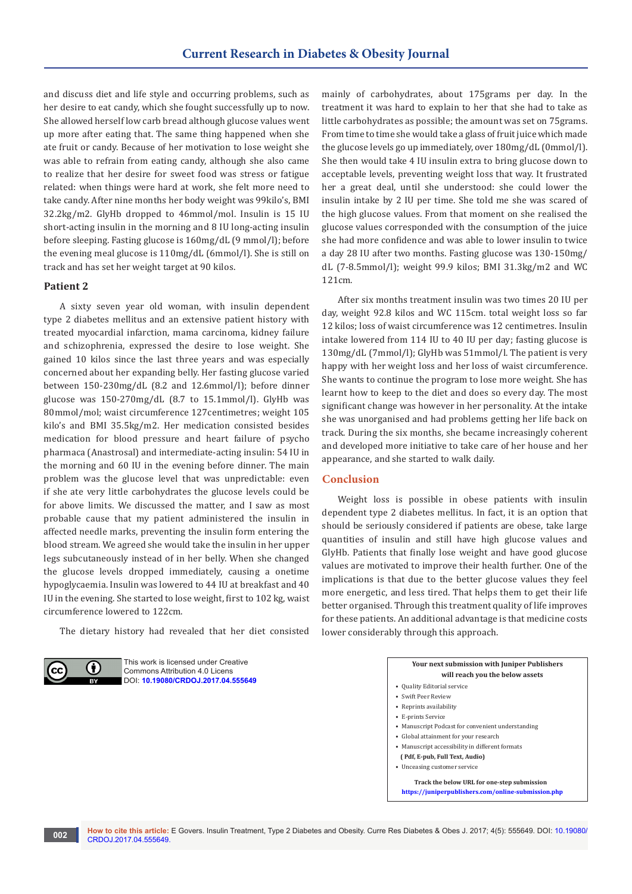and discuss diet and life style and occurring problems, such as her desire to eat candy, which she fought successfully up to now. She allowed herself low carb bread although glucose values went up more after eating that. The same thing happened when she ate fruit or candy. Because of her motivation to lose weight she was able to refrain from eating candy, although she also came to realize that her desire for sweet food was stress or fatigue related: when things were hard at work, she felt more need to take candy. After nine months her body weight was 99kilo's, BMI 32.2kg/m2. GlyHb dropped to 46mmol/mol. Insulin is 15 IU short-acting insulin in the morning and 8 IU long-acting insulin before sleeping. Fasting glucose is 160mg/dL (9 mmol/l); before the evening meal glucose is 110mg/dL (6mmol/l). She is still on track and has set her weight target at 90 kilos.

### Patient 2

A sixty seven year old woman, with insulin dependent type 2 diabetes mellitus and an extensive patient history with treated myocardial infarction, mama carcinoma, kidney failure and schizophrenia, expressed the desire to lose weight. She gained 10 kilos since the last three years and was especially concerned about her expanding belly. Her fasting glucose varied between 150-230mg/dL (8.2 and 12.6mmol/l); before dinner glucose was 150-270mg/dL (8.7 to 15.1mmol/l). GlyHb was 80mmol/mol; waist circumference 127centimetres; weight 105 kilo's and BMI 35.5kg/m2. Her medication consisted besides medication for blood pressure and heart failure of psycho pharmaca (Anastrosal) and intermediate-acting insulin: 54 IU in the morning and 60 IU in the evening before dinner. The main problem was the glucose level that was unpredictable: even if she ate very little carbohydrates the glucose levels could be for above limits. We discussed the matter, and I saw as most probable cause that my patient administered the insulin in affected needle marks, preventing the insulin form entering the blood stream. We agreed she would take the insulin in her upper legs subcutaneously instead of in her belly. When she changed the glucose levels dropped immediately, causing a onetime hypoglycaemia. Insulin was lowered to 44 IU at breakfast and 40 IU in the evening. She started to lose weight, first to 102 kg, waist circumference lowered to 122cm.

The dietary history had revealed that her diet consisted mainly of carbohydrates, about 175grams per day. In the treatment it was hard to explain to her that she had to take as little carbohydrates as possible; the amount was set on 75grams. From time to time she would take a glass of fruit juice which made the glucose levels go up immediately, over 180mg/dL (0mmol/l). She then would take 4 IU insulin extra to bring glucose down to acceptable levels, preventing weight loss that way. It frustrated her a great deal, until she understood: she could lower the insulin intake by 2 IU per time. She told me she was scared of the high glucose values. From that moment on she realised the glucose values corresponded with the consumption of the juice she had more confidence and was able to lower insulin to twice a day 28 IU after two months. Fasting glucose was 130-150mg/dL (7-8.5mmol/l); weight 99.9 kilos; BMI 31.3kg/m2 and WC 121cm.

After six months treatment insulin was two times 20 IU per day, weight 92.8 kilos and WC 115cm. total weight loss so far 12 kilos; loss of waist circumference was 12 centimetres. Insulin intake lowered from 114 IU to 40 IU per day; fasting glucose is 130mg/dL (7mmol/l); GlyHb was 51mmol/l. The patient is very happy with her weight loss and her loss of waist circumference. She wants to continue the program to lose more weight. She has learnt how to keep to the diet and does so every day. The most significant change was however in her personality. At the intake she was unorganised and had problems getting her life back on track. During the six months, she became increasingly coherent and developed more initiative to take care of her house and her appearance, and she started to walk daily.

## Conclusion

Weight loss is possible in obese patients with insulin dependent type 2 diabetes mellitus. In fact, it is an option that should be seriously considered if patients are obese, take large quantities of insulin and still have high glucose values and GlyHb. Patients that finally lose weight and have good glucose values are motivated to improve their health further. One of the implications is that due to the better glucose values they feel more energetic, and less tired. That helps them to get their life better organised. Through this treatment quality of life improves for these patients. An additional advantage is that medicine costs lower considerably through this approach.

This work is licensed under Creative Commons Attribution 4.0 Licens
DOI: 10.19080/CRDOJ.2017.04.555649

**Your next submission with Juniper Publishers will reach you the below assets**

- Quality Editorial service
- Swift Peer Review
- Reprints availability
- E-prints Service
- Manuscript Podcast for convenient understanding
- Global attainment for your research
- Manuscript accessibility in different formats
  **( Pdf, E-pub, Full Text, Audio)**
- Unceasing customer service

**Track the below URL for one-step submission**
https://juniperpublishers.com/online-submission.php

**How to cite this article:** E Govers. Insulin Treatment, Type 2 Diabetes and Obesity. Curre Res Diabetes & Obes J. 2017; 4(5): 555649. DOI: 10.19080/CRDOJ.2017.04.555649.